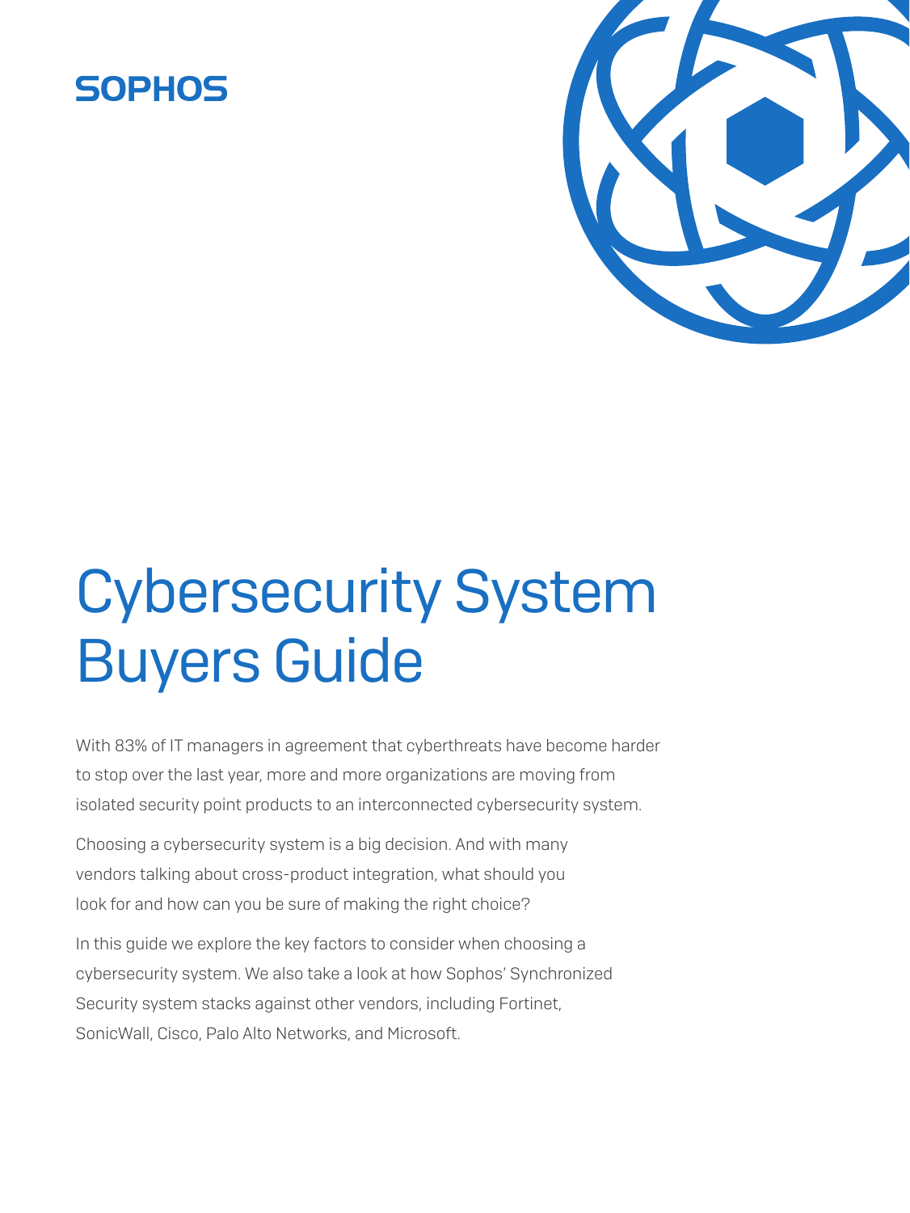SOPHOS

# Cybersecurity System Buyers Guide

With 83% of IT managers in agreement that cyberthreats have become harder to stop over the last year, more and more organizations are moving from isolated security point products to an interconnected cybersecurity system.

Choosing a cybersecurity system is a big decision. And with many vendors talking about cross-product integration, what should you look for and how can you be sure of making the right choice?

In this guide we explore the key factors to consider when choosing a cybersecurity system. We also take a look at how Sophos' Synchronized Security system stacks against other vendors, including Fortinet, SonicWall, Cisco, Palo Alto Networks, and Microsoft.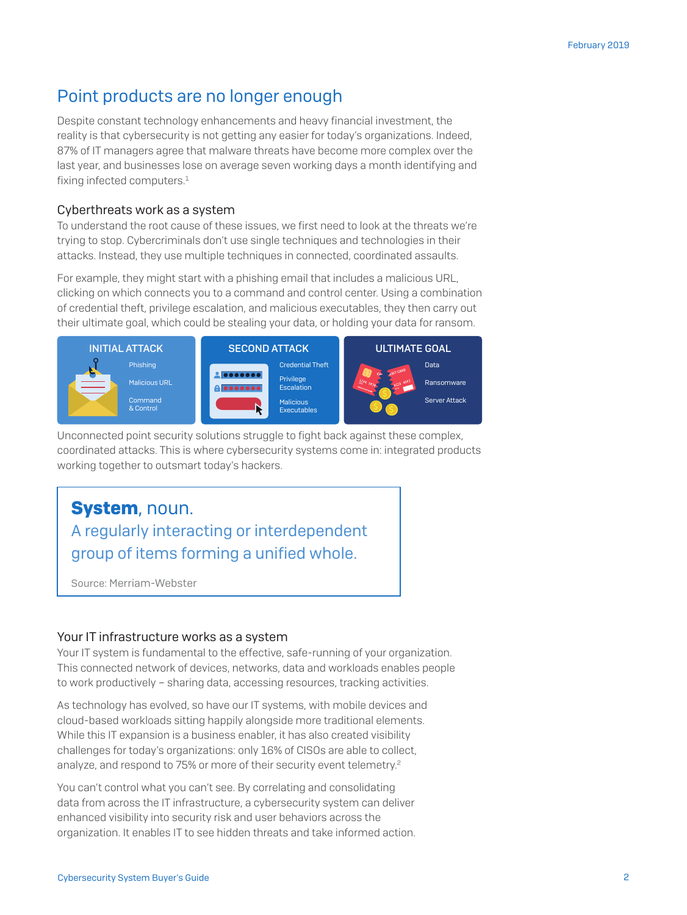## Point products are no longer enough

Despite constant technology enhancements and heavy financial investment, the reality is that cybersecurity is not getting any easier for today's organizations. Indeed, 87% of IT managers agree that malware threats have become more complex over the last year, and businesses lose on average seven working days a month identifying and fixing infected computers.[1]

### Cyberthreats work as a system

To understand the root cause of these issues, we first need to look at the threats we're trying to stop. Cybercriminals don't use single techniques and technologies in their attacks. Instead, they use multiple techniques in connected, coordinated assaults.

For example, they might start with a phishing email that includes a malicious URL, clicking on which connects you to a command and control center. Using a combination of credential theft, privilege escalation, and malicious executables, they then carry out their ultimate goal, which could be stealing your data, or holding your data for ransom.

| INITIAL ATTACK | SECOND ATTACK | ULTIMATE GOAL |
|---|---|---|
| Phishing | Credential Theft | Data |
| Malicious URL | Privilege Escalation | Ransomware |
| Command & Control | Malicious Executables | Server Attack |

Unconnected point security solutions struggle to fight back against these complex, coordinated attacks. This is where cybersecurity systems come in: integrated products working together to outsmart today's hackers.

> **System**, noun.
> A regularly interacting or interdependent group of items forming a unified whole.
>
> Source: Merriam-Webster

### Your IT infrastructure works as a system

Your IT system is fundamental to the effective, safe-running of your organization. This connected network of devices, networks, data and workloads enables people to work productively – sharing data, accessing resources, tracking activities.

As technology has evolved, so have our IT systems, with mobile devices and cloud-based workloads sitting happily alongside more traditional elements. While this IT expansion is a business enabler, it has also created visibility challenges for today's organizations: only 16% of CISOs are able to collect, analyze, and respond to 75% or more of their security event telemetry.[2]

You can't control what you can't see. By correlating and consolidating data from across the IT infrastructure, a cybersecurity system can deliver enhanced visibility into security risk and user behaviors across the organization. It enables IT to see hidden threats and take informed action.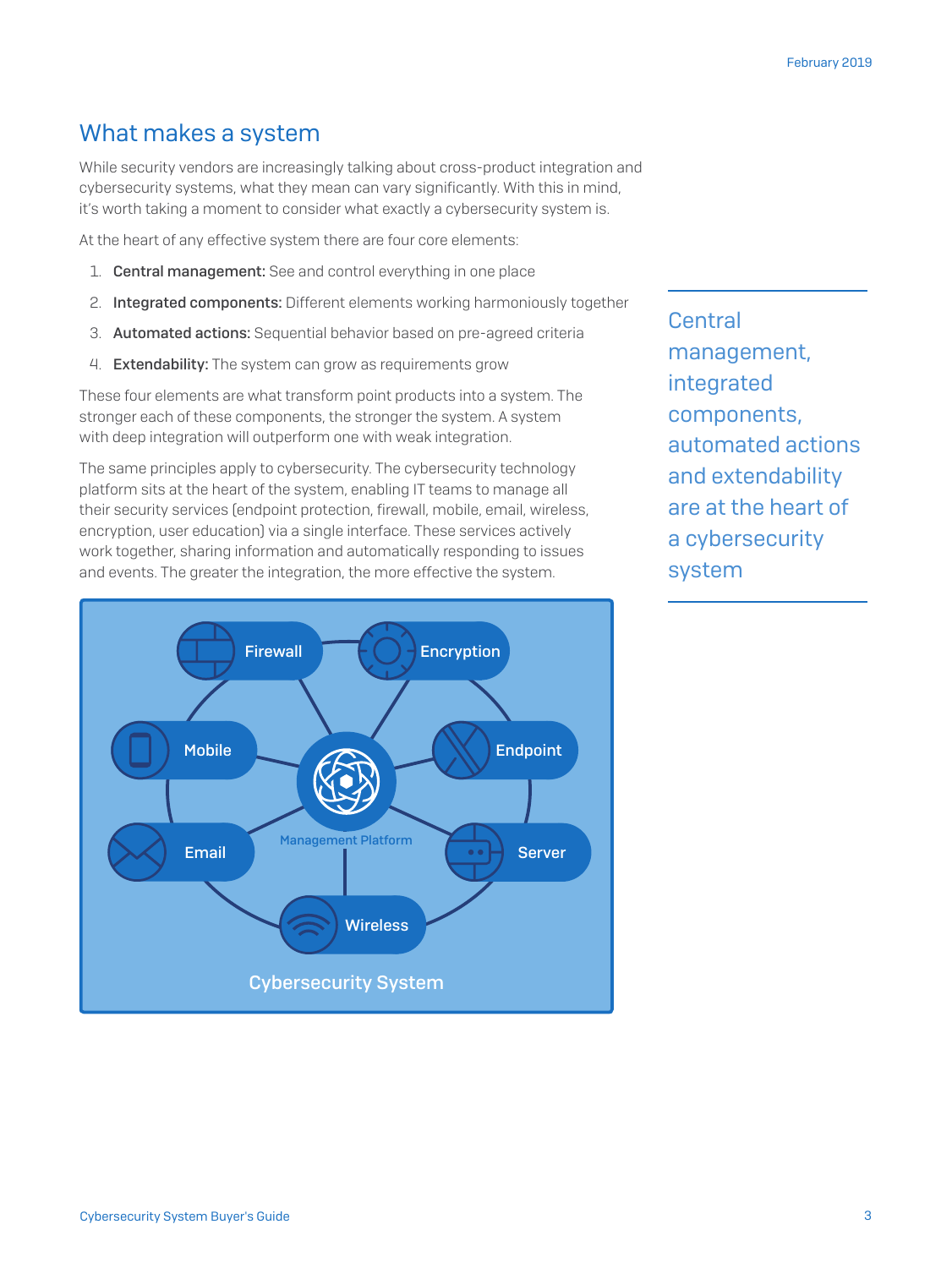## What makes a system

While security vendors are increasingly talking about cross-product integration and cybersecurity systems, what they mean can vary significantly. With this in mind, it's worth taking a moment to consider what exactly a cybersecurity system is.

At the heart of any effective system there are four core elements:

1. **Central management:** See and control everything in one place
2. **Integrated components:** Different elements working harmoniously together
3. **Automated actions:** Sequential behavior based on pre-agreed criteria
4. **Extendability:** The system can grow as requirements grow

These four elements are what transform point products into a system. The stronger each of these components, the stronger the system. A system with deep integration will outperform one with weak integration.

The same principles apply to cybersecurity. The cybersecurity technology platform sits at the heart of the system, enabling IT teams to manage all their security services (endpoint protection, firewall, mobile, email, wireless, encryption, user education) via a single interface. These services actively work together, sharing information and automatically responding to issues and events. The greater the integration, the more effective the system.

Firewall | Encryption | Mobile | Endpoint | Email | Server | Wireless | Management Platform

Cybersecurity System

> Central management, integrated components, automated actions and extendability are at the heart of a cybersecurity system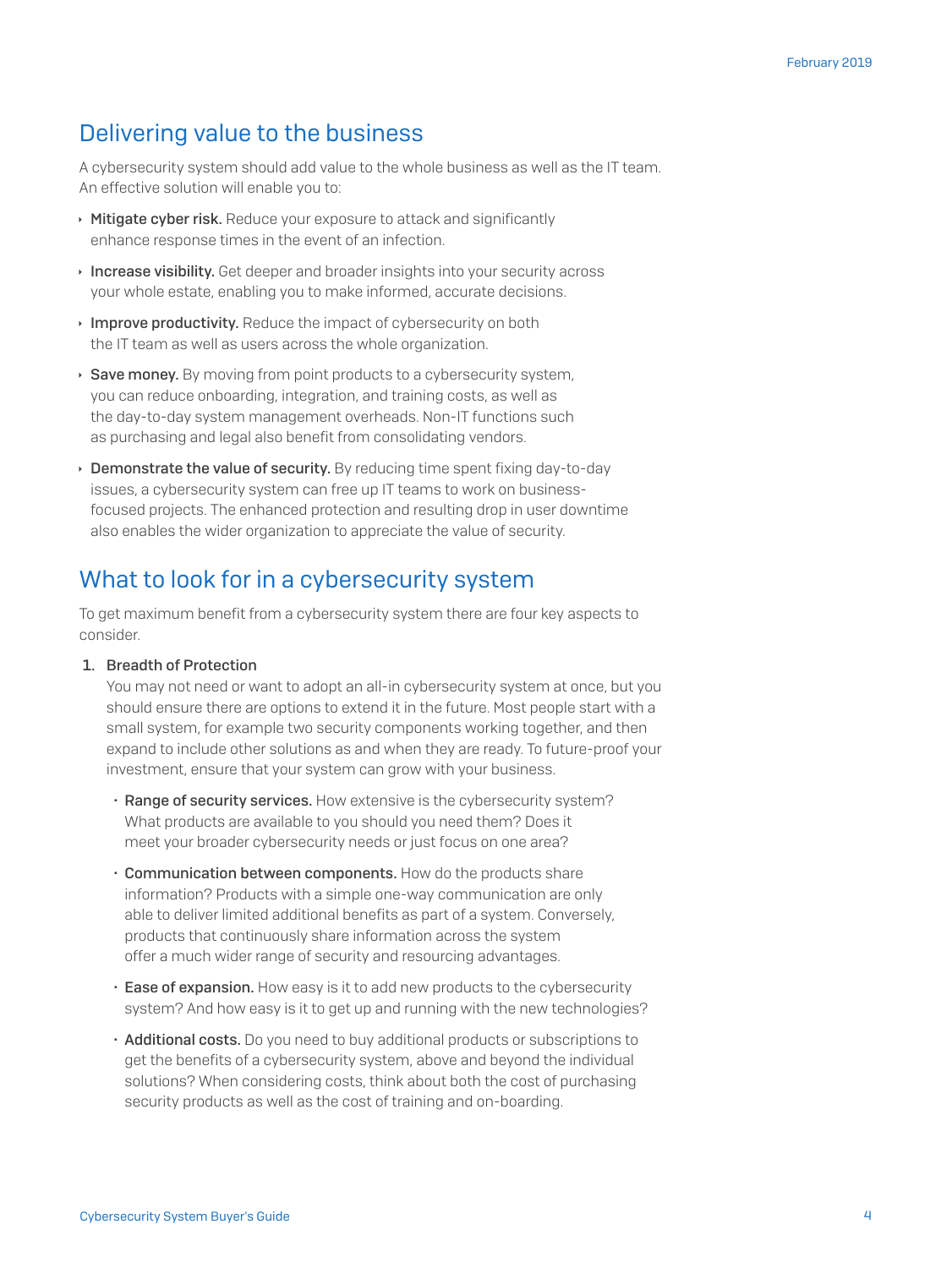## Delivering value to the business

A cybersecurity system should add value to the whole business as well as the IT team. An effective solution will enable you to:

- **Mitigate cyber risk.** Reduce your exposure to attack and significantly enhance response times in the event of an infection.
- **Increase visibility.** Get deeper and broader insights into your security across your whole estate, enabling you to make informed, accurate decisions.
- **Improve productivity.** Reduce the impact of cybersecurity on both the IT team as well as users across the whole organization.
- **Save money.** By moving from point products to a cybersecurity system, you can reduce onboarding, integration, and training costs, as well as the day-to-day system management overheads. Non-IT functions such as purchasing and legal also benefit from consolidating vendors.
- **Demonstrate the value of security.** By reducing time spent fixing day-to-day issues, a cybersecurity system can free up IT teams to work on business-focused projects. The enhanced protection and resulting drop in user downtime also enables the wider organization to appreciate the value of security.

## What to look for in a cybersecurity system

To get maximum benefit from a cybersecurity system there are four key aspects to consider.

1. **Breadth of Protection**
   You may not need or want to adopt an all-in cybersecurity system at once, but you should ensure there are options to extend it in the future. Most people start with a small system, for example two security components working together, and then expand to include other solutions as and when they are ready. To future-proof your investment, ensure that your system can grow with your business.

   - **Range of security services.** How extensive is the cybersecurity system? What products are available to you should you need them? Does it meet your broader cybersecurity needs or just focus on one area?
   - **Communication between components.** How do the products share information? Products with a simple one-way communication are only able to deliver limited additional benefits as part of a system. Conversely, products that continuously share information across the system offer a much wider range of security and resourcing advantages.
   - **Ease of expansion.** How easy is it to add new products to the cybersecurity system? And how easy is it to get up and running with the new technologies?
   - **Additional costs.** Do you need to buy additional products or subscriptions to get the benefits of a cybersecurity system, above and beyond the individual solutions? When considering costs, think about both the cost of purchasing security products as well as the cost of training and on-boarding.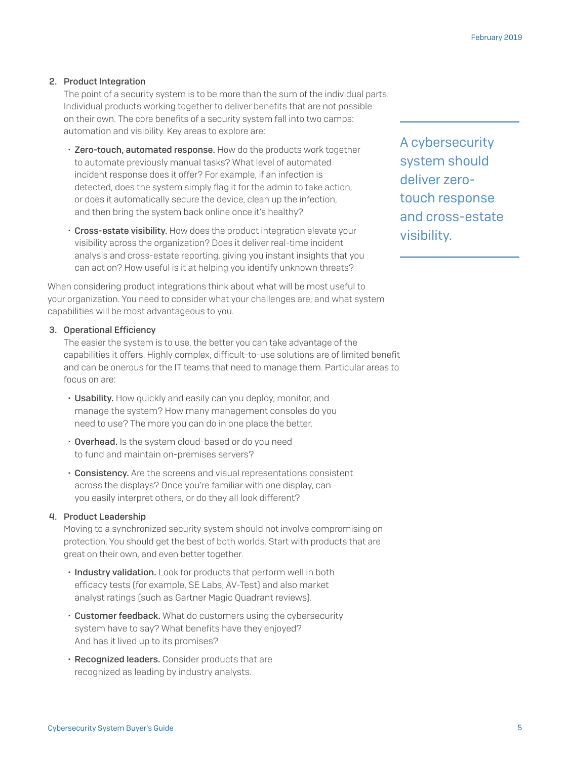2. **Product Integration**

   The point of a security system is to be more than the sum of the individual parts. Individual products working together to deliver benefits that are not possible on their own. The core benefits of a security system fall into two camps: automation and visibility. Key areas to explore are:

   - **Zero-touch, automated response.** How do the products work together to automate previously manual tasks? What level of automated incident response does it offer? For example, if an infection is detected, does the system simply flag it for the admin to take action, or does it automatically secure the device, clean up the infection, and then bring the system back online once it's healthy?

   - **Cross-estate visibility.** How does the product integration elevate your visibility across the organization? Does it deliver real-time incident analysis and cross-estate reporting, giving you instant insights that you can act on? How useful is it at helping you identify unknown threats?

> A cybersecurity system should deliver zero-touch response and cross-estate visibility.

When considering product integrations think about what will be most useful to your organization. You need to consider what your challenges are, and what system capabilities will be most advantageous to you.

3. **Operational Efficiency**

   The easier the system is to use, the better you can take advantage of the capabilities it offers. Highly complex, difficult-to-use solutions are of limited benefit and can be onerous for the IT teams that need to manage them. Particular areas to focus on are:

   - **Usability.** How quickly and easily can you deploy, monitor, and manage the system? How many management consoles do you need to use? The more you can do in one place the better.

   - **Overhead.** Is the system cloud-based or do you need to fund and maintain on-premises servers?

   - **Consistency.** Are the screens and visual representations consistent across the displays? Once you're familiar with one display, can you easily interpret others, or do they all look different?

4. **Product Leadership**

   Moving to a synchronized security system should not involve compromising on protection. You should get the best of both worlds. Start with products that are great on their own, and even better together.

   - **Industry validation.** Look for products that perform well in both efficacy tests (for example, SE Labs, AV-Test) and also market analyst ratings (such as Gartner Magic Quadrant reviews).

   - **Customer feedback.** What do customers using the cybersecurity system have to say? What benefits have they enjoyed? And has it lived up to its promises?

   - **Recognized leaders.** Consider products that are recognized as leading by industry analysts.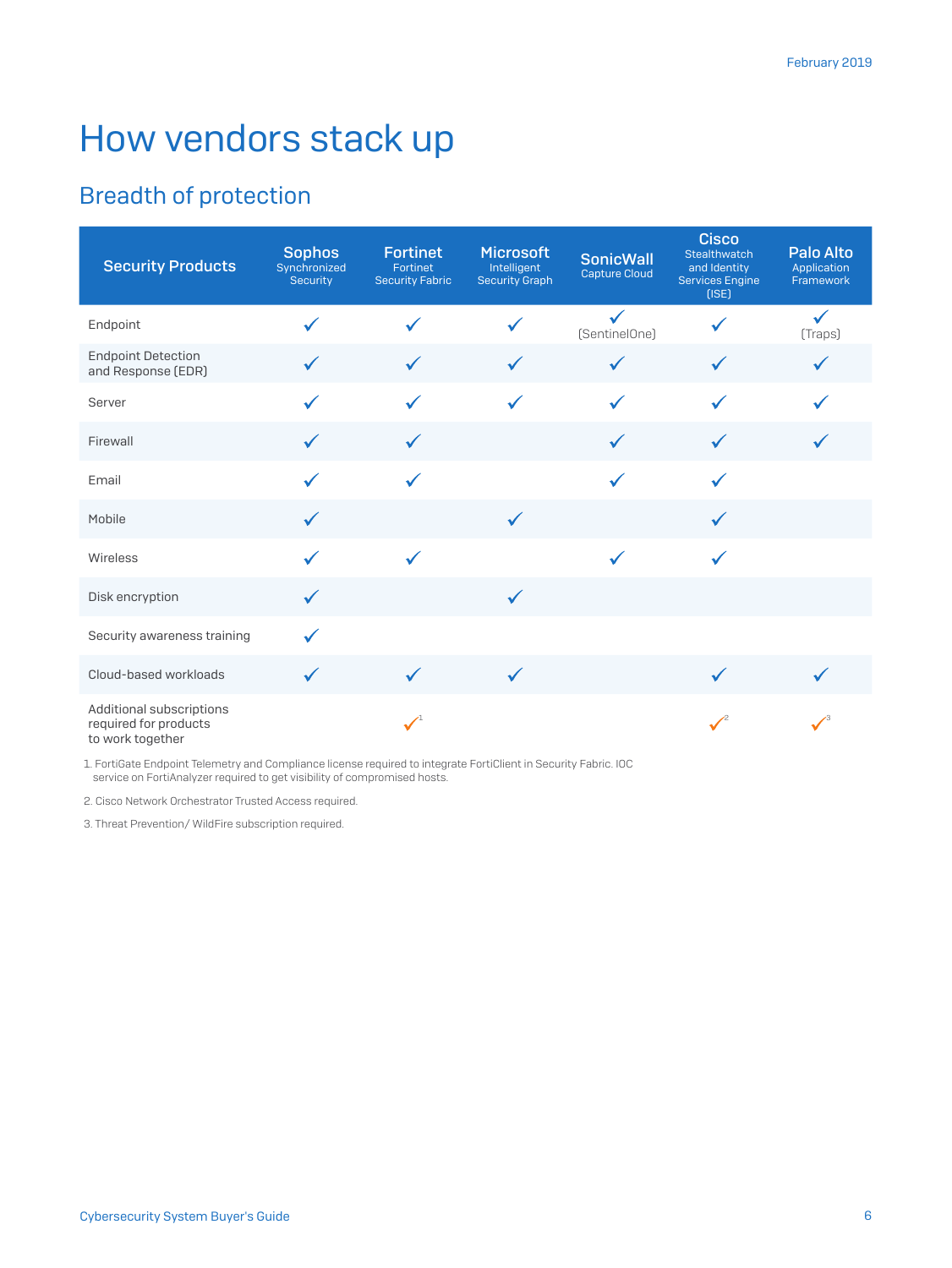# How vendors stack up

## Breadth of protection

| Security Products | Sophos Synchronized Security | Fortinet Fortinet Security Fabric | Microsoft Intelligent Security Graph | SonicWall Capture Cloud | Cisco Stealthwatch and Identity Services Engine (ISE) | Palo Alto Application Framework |
|---|---|---|---|---|---|---|
| Endpoint | ✓ | ✓ | ✓ | ✓ (SentinelOne) | ✓ | ✓ (Traps) |
| Endpoint Detection and Response (EDR) | ✓ | ✓ | ✓ | ✓ | ✓ | ✓ |
| Server | ✓ | ✓ | ✓ | ✓ | ✓ | ✓ |
| Firewall | ✓ | ✓ | | ✓ | ✓ | ✓ |
| Email | ✓ | ✓ | | ✓ | ✓ | |
| Mobile | ✓ | | ✓ | | ✓ | |
| Wireless | ✓ | ✓ | | ✓ | ✓ | |
| Disk encryption | ✓ | | ✓ | | | |
| Security awareness training | ✓ | | | | | |
| Cloud-based workloads | ✓ | ✓ | ✓ | | ✓ | ✓ |
| Additional subscriptions required for products to work together | | ✓[1] | | | ✓[2] | ✓[3] |

1. FortiGate Endpoint Telemetry and Compliance license required to integrate FortiClient in Security Fabric. IOC service on FortiAnalyzer required to get visibility of compromised hosts.

2. Cisco Network Orchestrator Trusted Access required.

3. Threat Prevention/ WildFire subscription required.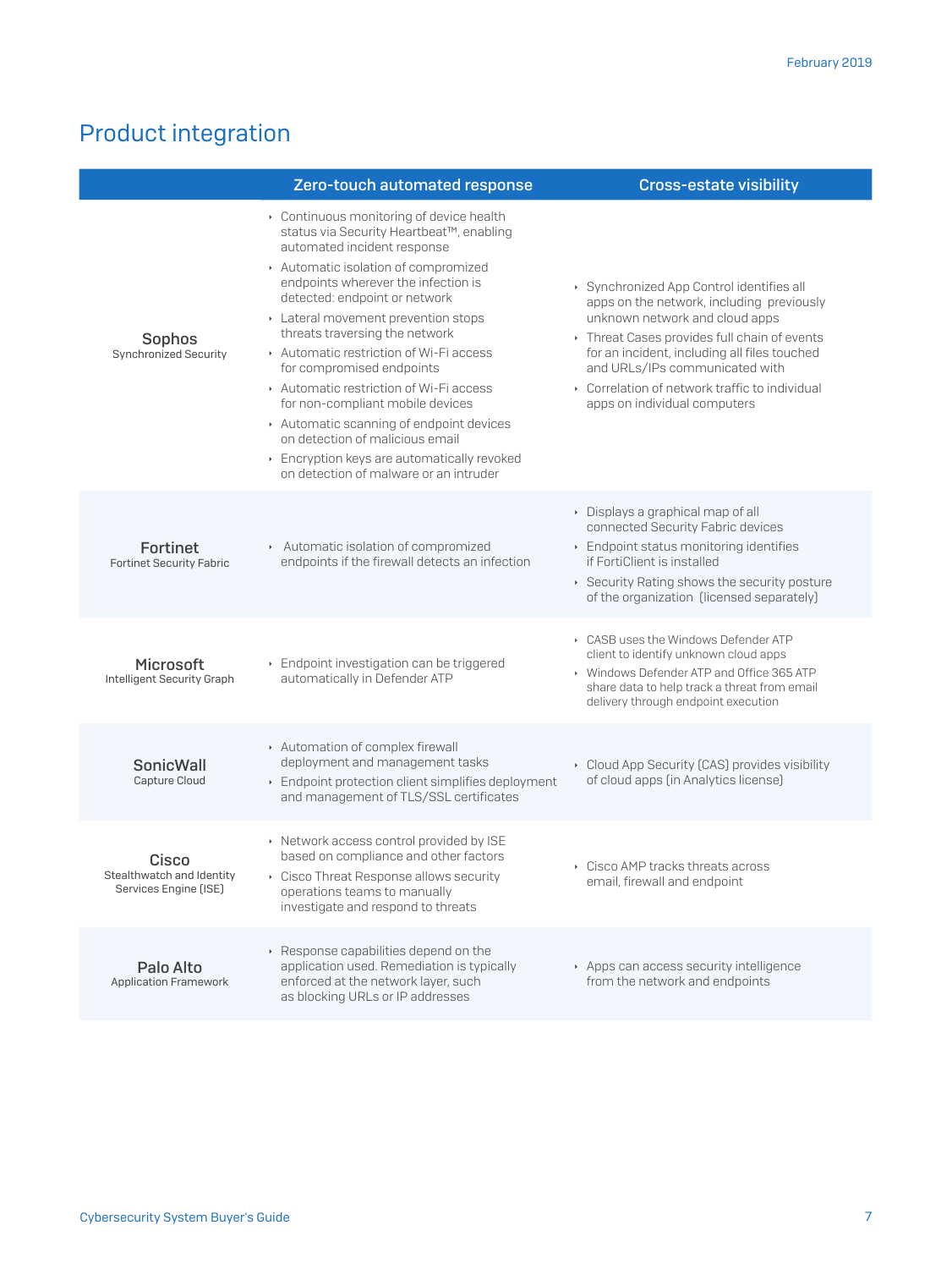## Product integration

| | Zero-touch automated response | Cross-estate visibility |
|---|---|---|
| **Sophos**<br>Synchronized Security | • Continuous monitoring of device health status via Security Heartbeat™, enabling automated incident response<br>• Automatic isolation of compromized endpoints wherever the infection is detected: endpoint or network<br>• Lateral movement prevention stops threats traversing the network<br>• Automatic restriction of Wi-Fi access for compromised endpoints<br>• Automatic restriction of Wi-Fi access for non-compliant mobile devices<br>• Automatic scanning of endpoint devices on detection of malicious email<br>• Encryption keys are automatically revoked on detection of malware or an intruder | • Synchronized App Control identifies all apps on the network, including previously unknown network and cloud apps<br>• Threat Cases provides full chain of events for an incident, including all files touched and URLs/IPs communicated with<br>• Correlation of network traffic to individual apps on individual computers |
| **Fortinet**<br>Fortinet Security Fabric | • Automatic isolation of compromized endpoints if the firewall detects an infection | • Displays a graphical map of all connected Security Fabric devices<br>• Endpoint status monitoring identifies if FortiClient is installed<br>• Security Rating shows the security posture of the organization (licensed separately) |
| **Microsoft**<br>Intelligent Security Graph | • Endpoint investigation can be triggered automatically in Defender ATP | • CASB uses the Windows Defender ATP client to identify unknown cloud apps<br>• Windows Defender ATP and Office 365 ATP share data to help track a threat from email delivery through endpoint execution |
| **SonicWall**<br>Capture Cloud | • Automation of complex firewall deployment and management tasks<br>• Endpoint protection client simplifies deployment and management of TLS/SSL certificates | • Cloud App Security (CAS) provides visibility of cloud apps (in Analytics license) |
| **Cisco**<br>Stealthwatch and Identity Services Engine (ISE) | • Network access control provided by ISE based on compliance and other factors<br>• Cisco Threat Response allows security operations teams to manually investigate and respond to threats | • Cisco AMP tracks threats across email, firewall and endpoint |
| **Palo Alto**<br>Application Framework | • Response capabilities depend on the application used. Remediation is typically enforced at the network layer, such as blocking URLs or IP addresses | • Apps can access security intelligence from the network and endpoints |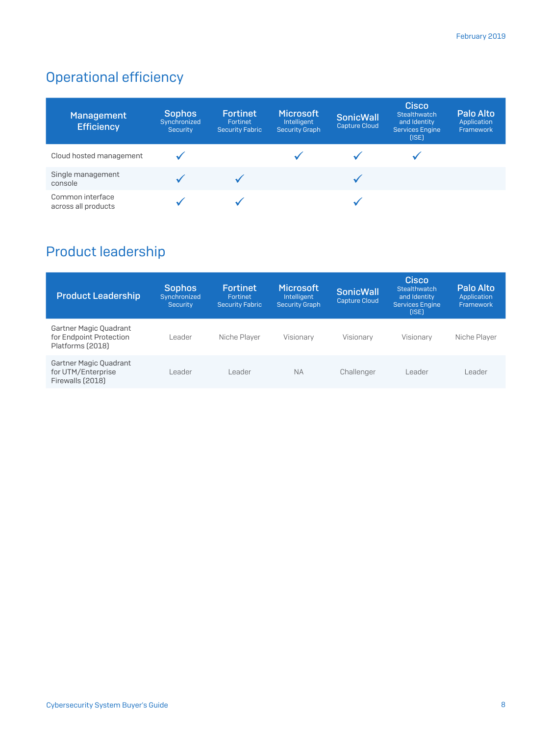## Operational efficiency

| Management Efficiency | Sophos Synchronized Security | Fortinet Fortinet Security Fabric | Microsoft Intelligent Security Graph | SonicWall Capture Cloud | Cisco Stealthwatch and Identity Services Engine (ISE) | Palo Alto Application Framework |
|---|---|---|---|---|---|---|
| Cloud hosted management | ✓ | | ✓ | ✓ | ✓ | |
| Single management console | ✓ | ✓ | | ✓ | | |
| Common interface across all products | ✓ | ✓ | | ✓ | | |

## Product leadership

| Product Leadership | Sophos Synchronized Security | Fortinet Fortinet Security Fabric | Microsoft Intelligent Security Graph | SonicWall Capture Cloud | Cisco Stealthwatch and Identity Services Engine (ISE) | Palo Alto Application Framework |
|---|---|---|---|---|---|---|
| Gartner Magic Quadrant for Endpoint Protection Platforms (2018) | Leader | Niche Player | Visionary | Visionary | Visionary | Niche Player |
| Gartner Magic Quadrant for UTM/Enterprise Firewalls (2018) | Leader | Leader | NA | Challenger | Leader | Leader |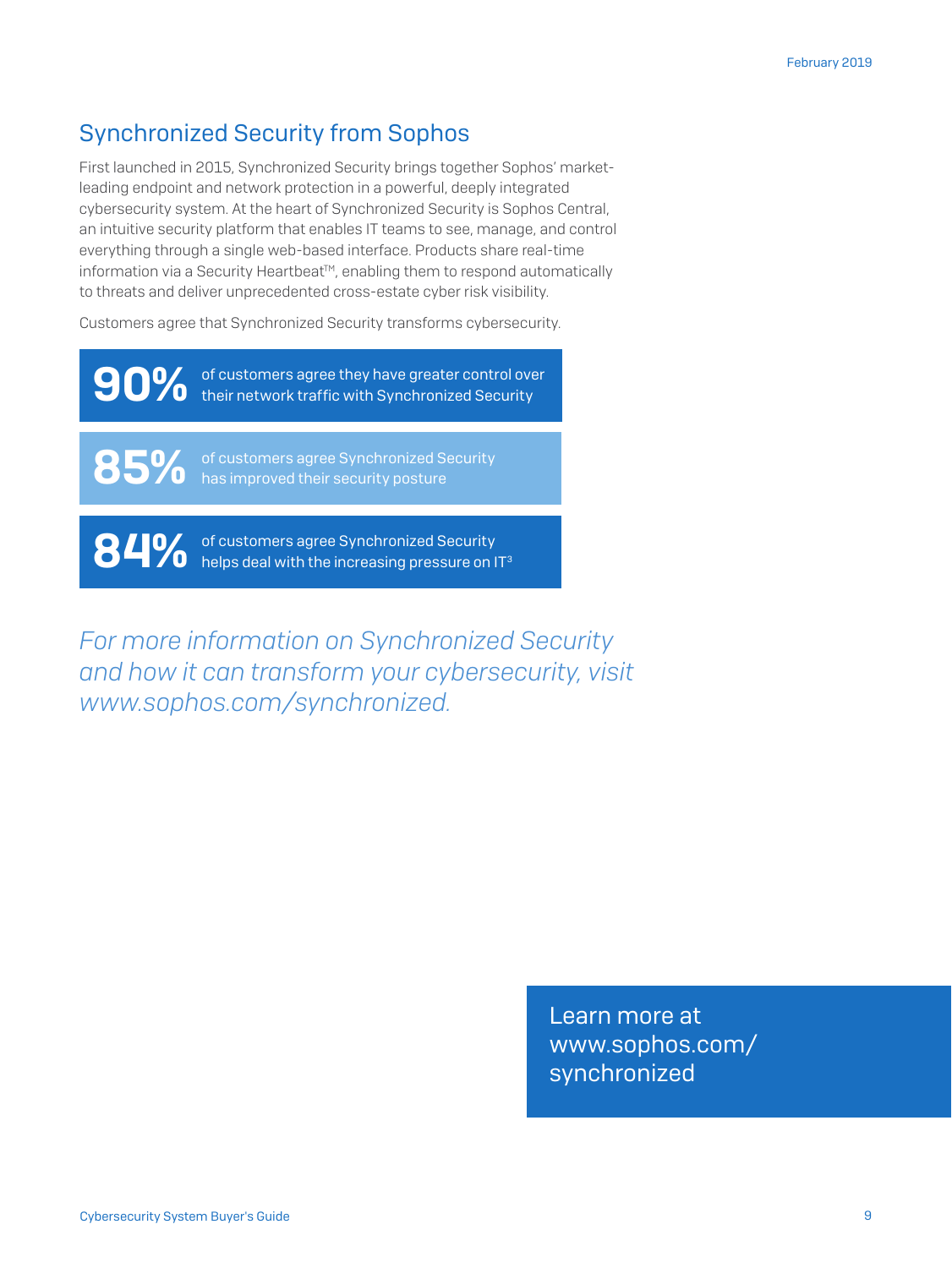## Synchronized Security from Sophos

First launched in 2015, Synchronized Security brings together Sophos' market-leading endpoint and network protection in a powerful, deeply integrated cybersecurity system. At the heart of Synchronized Security is Sophos Central, an intuitive security platform that enables IT teams to see, manage, and control everything through a single web-based interface. Products share real-time information via a Security Heartbeat™, enabling them to respond automatically to threats and deliver unprecedented cross-estate cyber risk visibility.

Customers agree that Synchronized Security transforms cybersecurity.

**90%** of customers agree they have greater control over their network traffic with Synchronized Security

**85%** of customers agree Synchronized Security has improved their security posture

**84%** of customers agree Synchronized Security helps deal with the increasing pressure on IT[3]

*For more information on Synchronized Security and how it can transform your cybersecurity, visit www.sophos.com/synchronized.*

Learn more at www.sophos.com/synchronized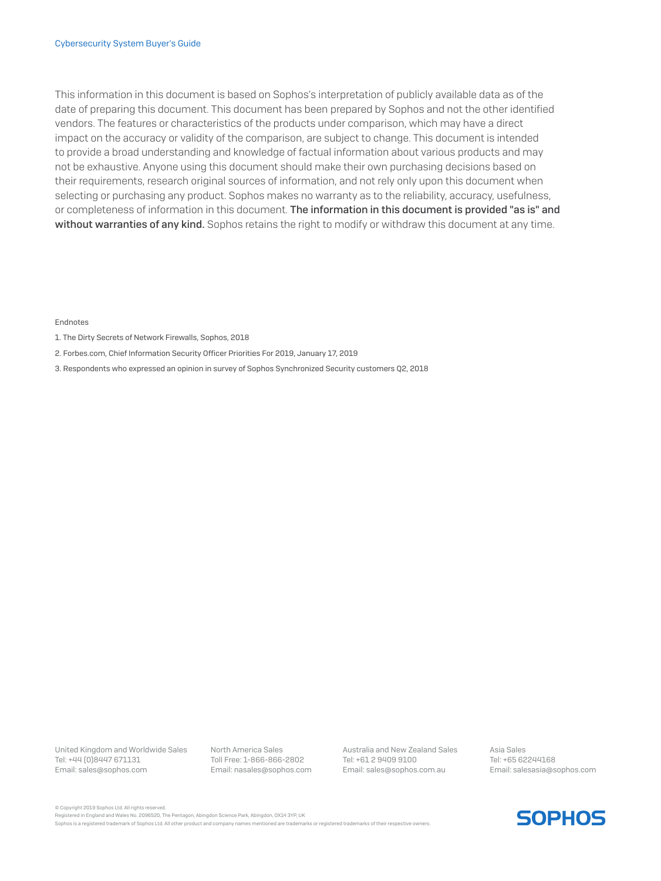This information in this document is based on Sophos's interpretation of publicly available data as of the date of preparing this document. This document has been prepared by Sophos and not the other identified vendors. The features or characteristics of the products under comparison, which may have a direct impact on the accuracy or validity of the comparison, are subject to change. This document is intended to provide a broad understanding and knowledge of factual information about various products and may not be exhaustive. Anyone using this document should make their own purchasing decisions based on their requirements, research original sources of information, and not rely only upon this document when selecting or purchasing any product. Sophos makes no warranty as to the reliability, accuracy, usefulness, or completeness of information in this document. **The information in this document is provided "as is" and without warranties of any kind.** Sophos retains the right to modify or withdraw this document at any time.

Endnotes

1. The Dirty Secrets of Network Firewalls, Sophos, 2018
2. Forbes.com, Chief Information Security Officer Priorities For 2019, January 17, 2019
3. Respondents who expressed an opinion in survey of Sophos Synchronized Security customers Q2, 2018

United Kingdom and Worldwide Sales
Tel: +44 (0)8447 671131
Email: sales@sophos.com

North America Sales
Toll Free: 1-866-866-2802
Email: nasales@sophos.com

Australia and New Zealand Sales
Tel: +61 2 9409 9100
Email: sales@sophos.com.au

Asia Sales
Tel: +65 62244168
Email: salesasia@sophos.com

© Copyright 2019 Sophos Ltd. All rights reserved.
Registered in England and Wales No. 2096520, The Pentagon, Abingdon Science Park, Abingdon, OX14 3YP, UK
Sophos is a registered trademark of Sophos Ltd. All other product and company names mentioned are trademarks or registered trademarks of their respective owners.

SOPHOS